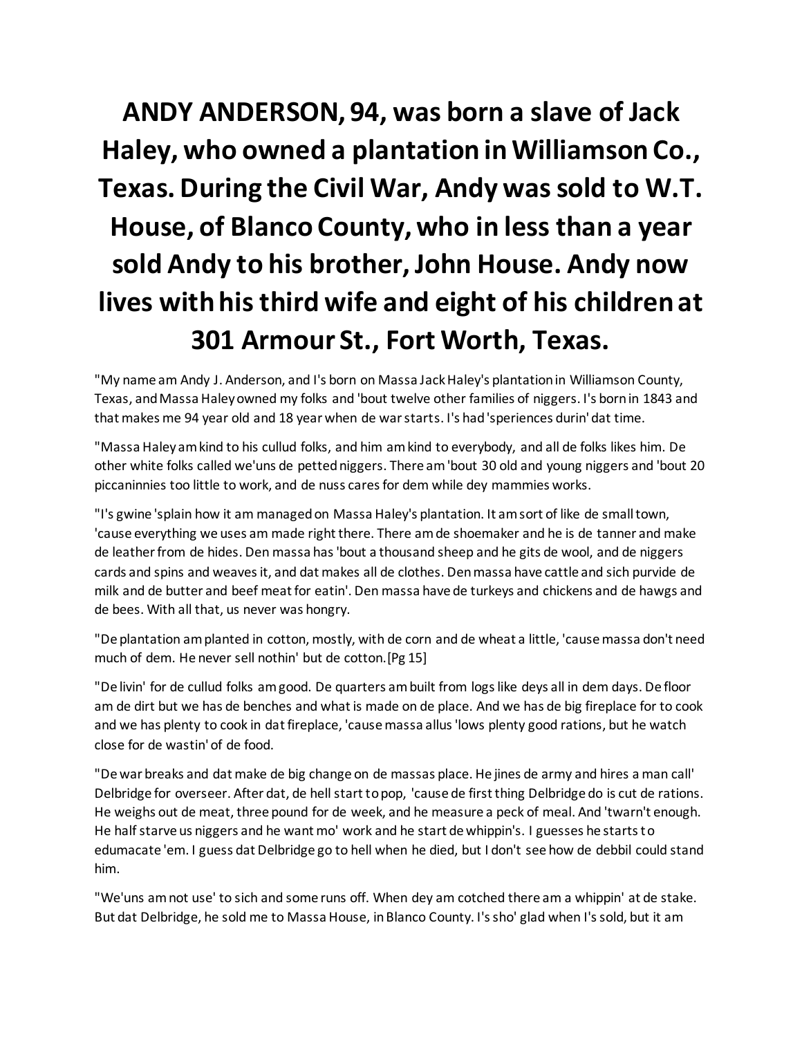# ANDY ANDERSON, 94, was born a slave of Jack Haley, who owned a plantation in Williamson Co., Texas. During the Civil War, Andy was sold to W.T. House, of Blanco County, who in less than a year sold Andy to his brother, John House. Andy now lives with his third wife and eight of his children at 301 Armour St., Fort Worth, Texas.

"My name am Andy J. Anderson, and I's born on Massa Jack Haley's plantation in Williamson County, Texas, and Massa Haley owned my folks and 'bout twelve other families of niggers. I's born in 1843 and that makes me 94 year old and 18 year when de war starts. I's had 'speriences durin' dat time.

"Massa Haley am kind to his cullud folks, and him am kind to everybody, and all de folks likes him. De other white folks called we'uns de petted niggers. There am 'bout 30 old and young niggers and 'bout 20 piccaninnies too little to work, and de nuss cares for dem while dey mammies works.

"I's gwine 'splain how it am managed on Massa Haley's plantation. It am sort of like de small town, 'cause everything we uses am made right there. There am de shoemaker and he is de tanner and make de leather from de hides. Den massa has 'bout a thousand sheep and he gits de wool, and de niggers cards and spins and weaves it, and dat makes all de clothes. Den massa have cattle and sich purvide de milk and de butter and beef meat for eatin'. Den massa have de turkeys and chickens and de hawgs and de bees. With all that, us never was hongry.

"De plantation am planted in cotton, mostly, with de corn and de wheat a little, 'cause massa don't need much of dem. He never sell nothin' but de cotton.[Pg 15]

"De livin' for de cullud folks am good. De quarters am built from logs like deys all in dem days. De floor am de dirt but we has de benches and what is made on de place. And we has de big fireplace for to cook and we has plenty to cook in dat fireplace, 'cause massa allus 'lows plenty good rations, but he watch close for de wastin' of de food.

"De war breaks and dat make de big change on de massas place. He jines de army and hires a man call' Delbridge for overseer. After dat, de hell start to pop, 'cause de first thing Delbridge do is cut de rations. He weighs out de meat, three pound for de week, and he measure a peck of meal. And 'twarn't enough. He half starve us niggers and he want mo' work and he start de whippin's. I guesses he starts to edumacate 'em. I guess dat Delbridge go to hell when he died, but I don't see how de debbil could stand him.

"We'uns am not use' to sich and some runs off. When dey am cotched there am a whippin' at de stake. But dat Delbridge, he sold me to Massa House, in Blanco County. I's sho' glad when I's sold, but it am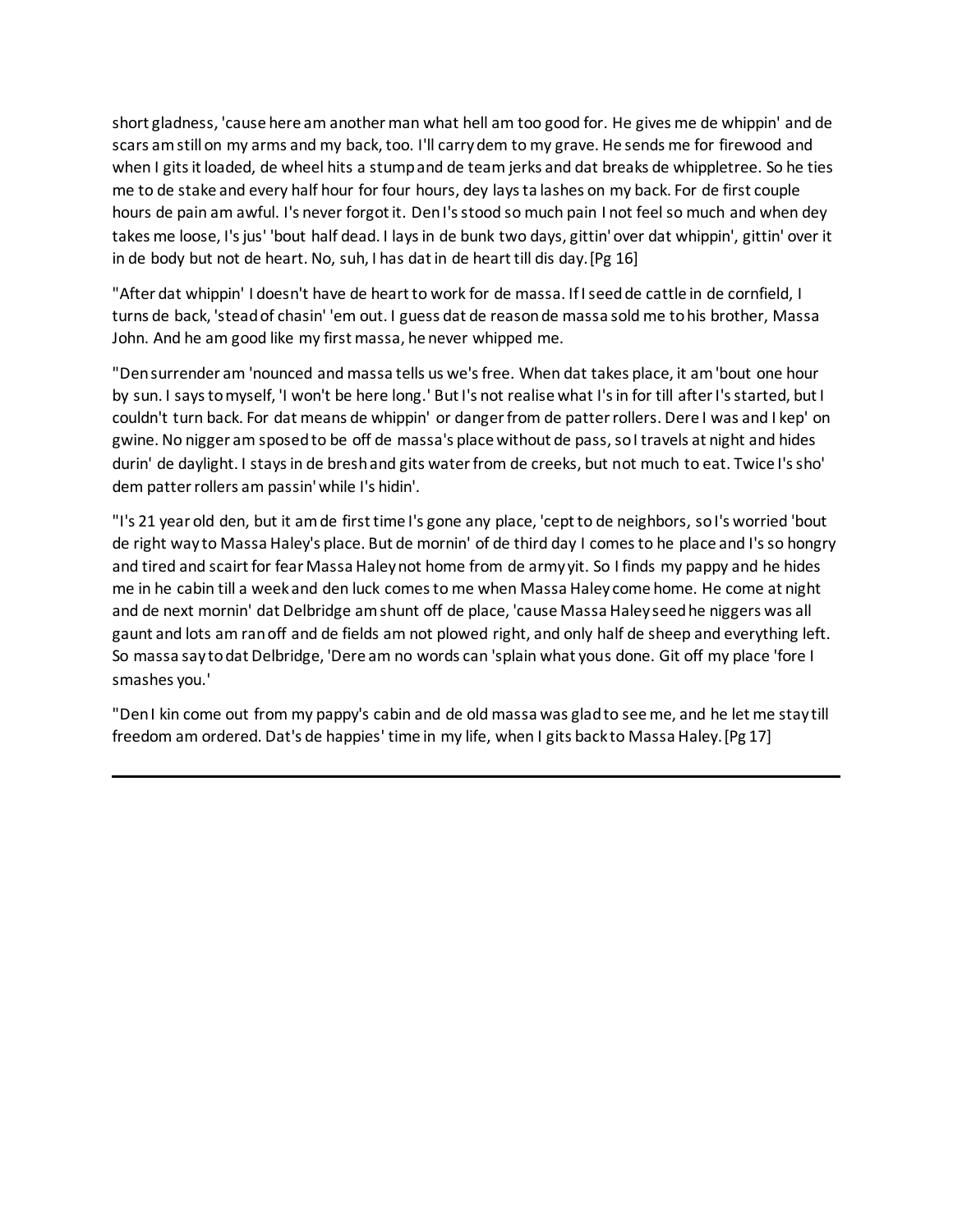short gladness, 'cause here am another man what hell am too good for. He gives me de whippin' and de scars am still on my arms and my back, too. I'll carry dem to my grave. He sends me for firewood and when I gits it loaded, de wheel hits a stump and de team jerks and dat breaks de whippletree. So he ties me to de stake and every half hour for four hours, dey lays ta lashes on my back. For de first couple hours de pain am awful. I's never forgot it. Den I's stood so much pain I not feel so much and when dey takes me loose, I's jus' 'bout half dead. I lays in de bunk two days, gittin' over dat whippin', gittin' over it in de body but not de heart. No, suh, I has dat in de heart till dis day. [Pg 16]

"After dat whippin' I doesn't have de heart to work for de massa. If I seed de cattle in de cornfield, I turns de back, 'stead of chasin' 'em out. I guess dat de reason de massa sold me to his brother, Massa John. And he am good like my first massa, he never whipped me.

"Den surrender am 'nounced and massa tells us we's free. When dat takes place, it am 'bout one hour by sun. I says to myself, 'I won't be here long.' But I's not realise what I's in for till after I's started, but I couldn't turn back. For dat means de whippin' or danger from de patter rollers. Dere I was and I kep' on gwine. No nigger am sposed to be off de massa's place without de pass, so I travels at night and hides durin' de daylight. I stays in de bresh and gits water from de creeks, but not much to eat. Twice I's sho' dem patter rollers am passin' while I's hidin'.

"I's 21 year old den, but it am de first time I's gone any place, 'cept to de neighbors, so I's worried 'bout de right way to Massa Haley's place. But de mornin' of de third day I comes to he place and I's so hongry and tired and scairt for fear Massa Haley not home from de army yit. So I finds my pappy and he hides me in he cabin till a week and den luck comes to me when Massa Haley come home. He come at night and de next mornin' dat Delbridge am shunt off de place, 'cause Massa Haley seed he niggers was all gaunt and lots am ran off and de fields am not plowed right, and only half de sheep and everything left. So massa say to dat Delbridge, 'Dere am no words can 'splain what yous done. Git off my place 'fore I smashes you.'

"Den I kin come out from my pappy's cabin and de old massa was glad to see me, and he let me stay till freedom am ordered. Dat's de happies' time in my life, when I gits back to Massa Haley. [Pg 17]

---